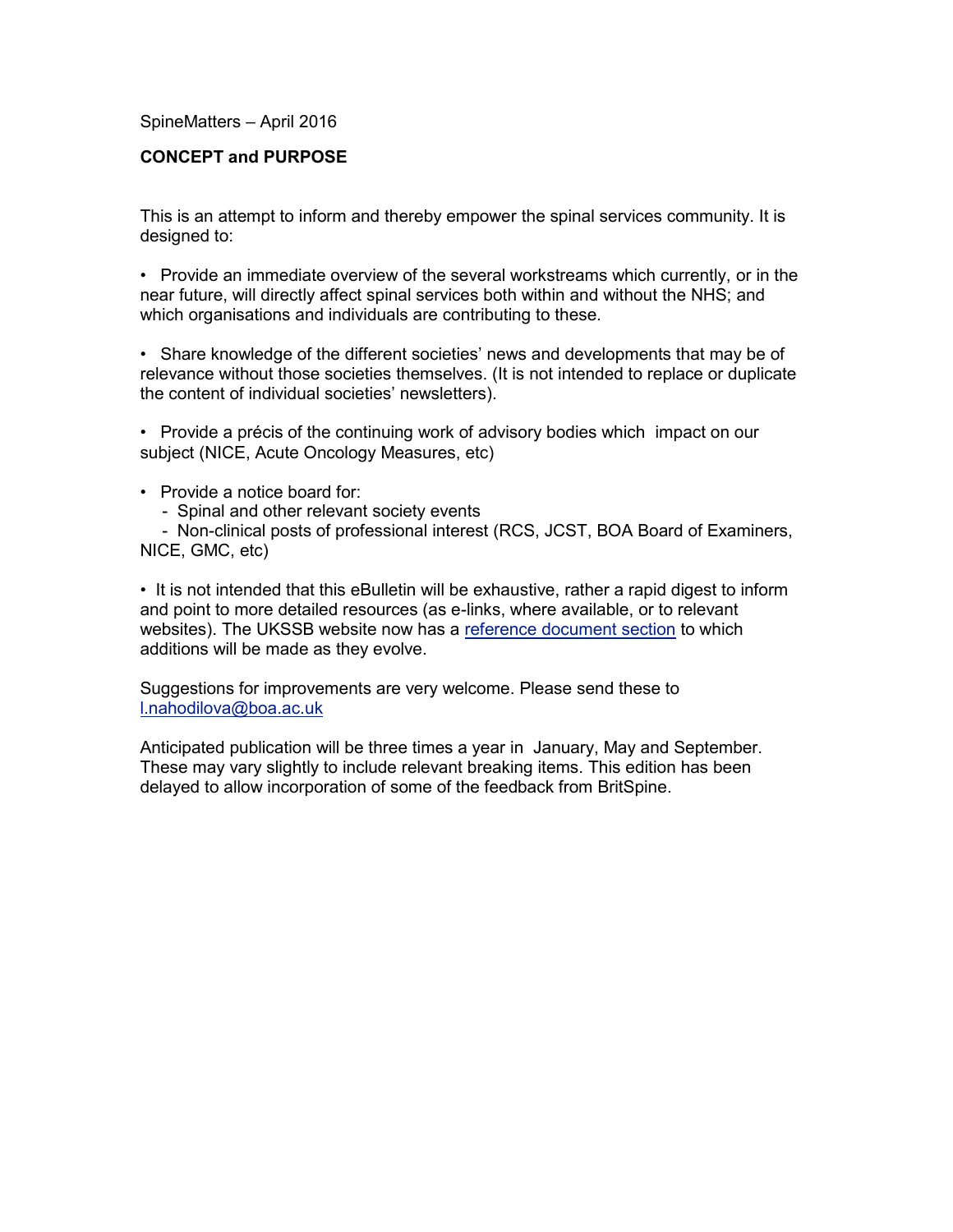SpineMatters – April 2016

**CONCEPT and PURPOSE**

This is an attempt to inform and thereby empower the spinal services community. It is designed to:

- Provide an immediate overview of the several workstreams which currently, or in the near future, will directly affect spinal services both within and without the NHS; and which organisations and individuals are contributing to these.

- Share knowledge of the different societies' news and developments that may be of relevance without those societies themselves. (It is not intended to replace or duplicate the content of individual societies' newsletters).

- Provide a précis of the continuing work of advisory bodies which impact on our subject (NICE, Acute Oncology Measures, etc)

- Provide a notice board for:
  - Spinal and other relevant society events
  - Non-clinical posts of professional interest (RCS, JCST, BOA Board of Examiners, NICE, GMC, etc)

- It is not intended that this eBulletin will be exhaustive, rather a rapid digest to inform and point to more detailed resources (as e-links, where available, or to relevant websites). The UKSSB website now has a reference document section to which additions will be made as they evolve.

Suggestions for improvements are very welcome. Please send these to l.nahodilova@boa.ac.uk

Anticipated publication will be three times a year in January, May and September. These may vary slightly to include relevant breaking items. This edition has been delayed to allow incorporation of some of the feedback from BritSpine.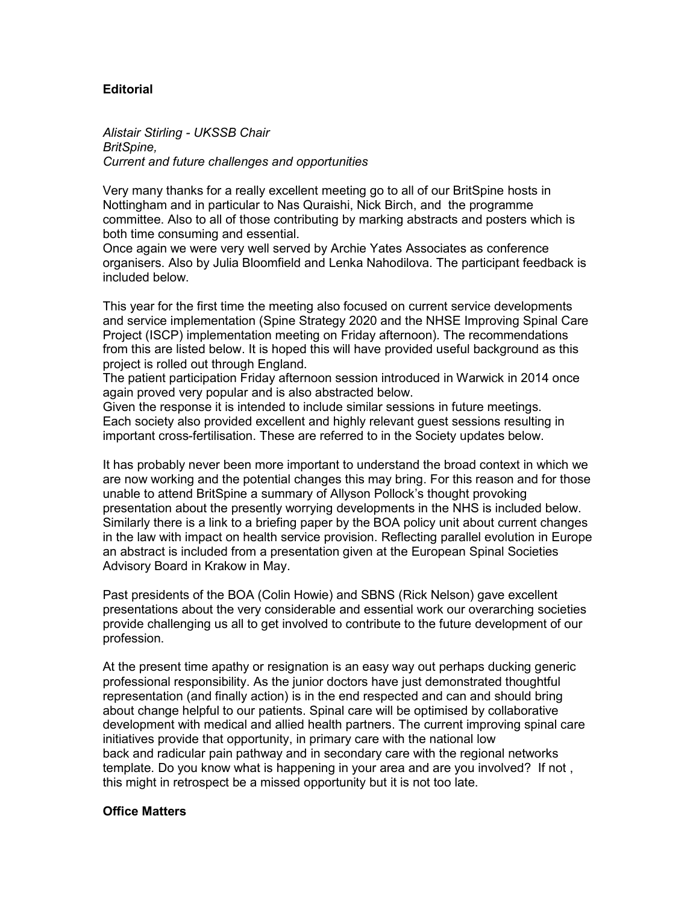**Editorial**

*Alistair Stirling - UKSSB Chair*
*BritSpine,*
*Current and future challenges and opportunities*

Very many thanks for a really excellent meeting go to all of our BritSpine hosts in Nottingham and in particular to Nas Quraishi, Nick Birch, and the programme committee. Also to all of those contributing by marking abstracts and posters which is both time consuming and essential.
Once again we were very well served by Archie Yates Associates as conference organisers. Also by Julia Bloomfield and Lenka Nahodilova. The participant feedback is included below.

This year for the first time the meeting also focused on current service developments and service implementation (Spine Strategy 2020 and the NHSE Improving Spinal Care Project (ISCP) implementation meeting on Friday afternoon). The recommendations from this are listed below. It is hoped this will have provided useful background as this project is rolled out through England.
The patient participation Friday afternoon session introduced in Warwick in 2014 once again proved very popular and is also abstracted below.
Given the response it is intended to include similar sessions in future meetings.
Each society also provided excellent and highly relevant guest sessions resulting in important cross-fertilisation. These are referred to in the Society updates below.

It has probably never been more important to understand the broad context in which we are now working and the potential changes this may bring. For this reason and for those unable to attend BritSpine a summary of Allyson Pollock's thought provoking presentation about the presently worrying developments in the NHS is included below. Similarly there is a link to a briefing paper by the BOA policy unit about current changes in the law with impact on health service provision. Reflecting parallel evolution in Europe an abstract is included from a presentation given at the European Spinal Societies Advisory Board in Krakow in May.

Past presidents of the BOA (Colin Howie) and SBNS (Rick Nelson) gave excellent presentations about the very considerable and essential work our overarching societies provide challenging us all to get involved to contribute to the future development of our profession.

At the present time apathy or resignation is an easy way out perhaps ducking generic professional responsibility. As the junior doctors have just demonstrated thoughtful representation (and finally action) is in the end respected and can and should bring about change helpful to our patients. Spinal care will be optimised by collaborative development with medical and allied health partners. The current improving spinal care initiatives provide that opportunity, in primary care with the national low back and radicular pain pathway and in secondary care with the regional networks template. Do you know what is happening in your area and are you involved? If not , this might in retrospect be a missed opportunity but it is not too late.

**Office Matters**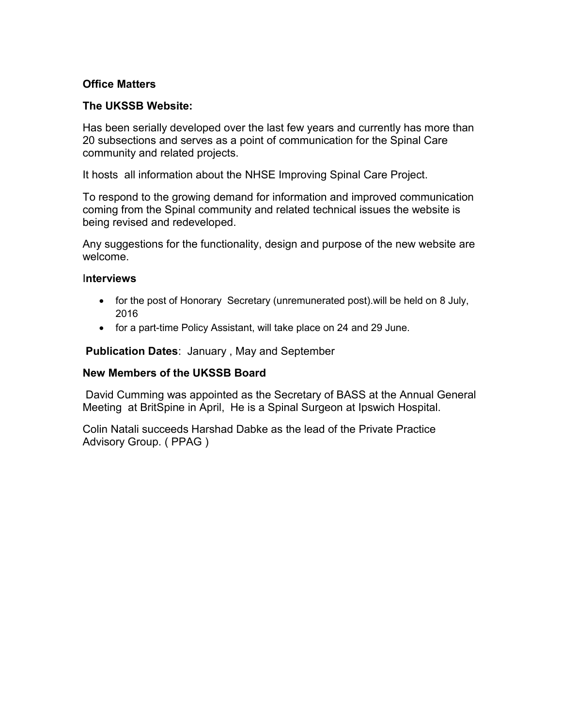**Office Matters**

**The UKSSB Website:**

Has been serially developed over the last few years and currently has more than 20 subsections and serves as a point of communication for the Spinal Care community and related projects.

It hosts all information about the NHSE Improving Spinal Care Project.

To respond to the growing demand for information and improved communication coming from the Spinal community and related technical issues the website is being revised and redeveloped.

Any suggestions for the functionality, design and purpose of the new website are welcome.

**Interviews**

- for the post of Honorary Secretary (unremunerated post).will be held on 8 July, 2016
- for a part-time Policy Assistant, will take place on 24 and 29 June.

**Publication Dates**: January , May and September

**New Members of the UKSSB Board**

David Cumming was appointed as the Secretary of BASS at the Annual General Meeting at BritSpine in April, He is a Spinal Surgeon at Ipswich Hospital.

Colin Natali succeeds Harshad Dabke as the lead of the Private Practice Advisory Group. ( PPAG )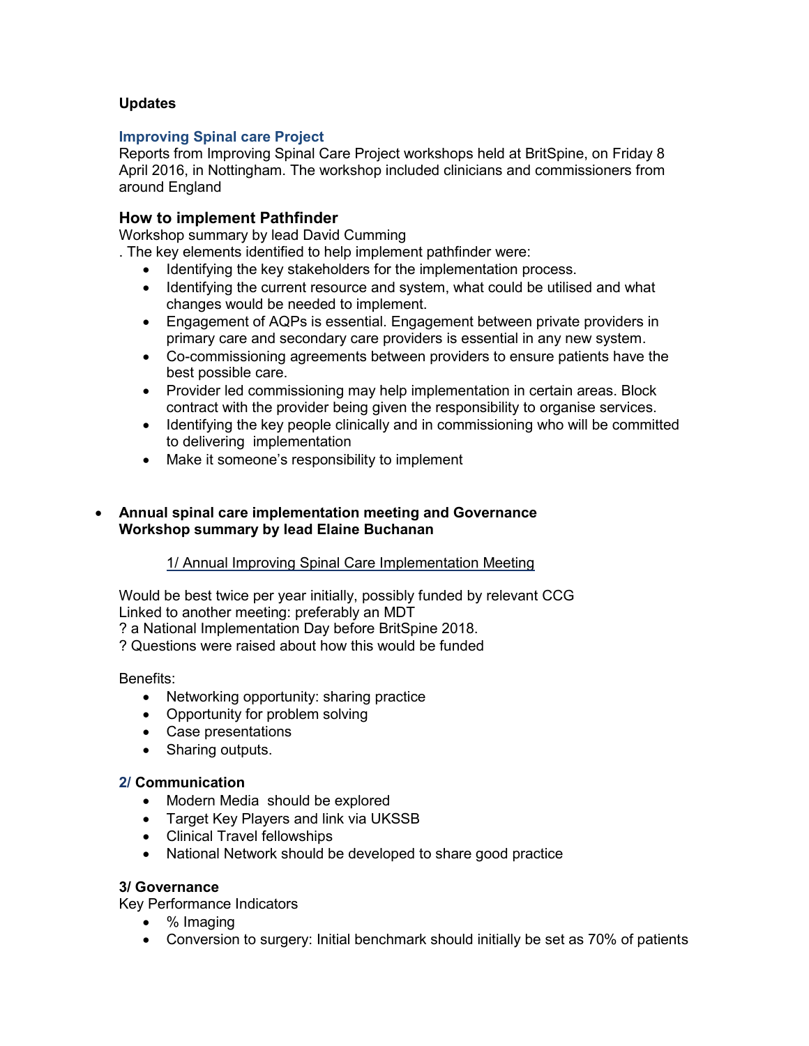**Updates**

### Improving Spinal care Project

Reports from Improving Spinal Care Project workshops held at BritSpine, on Friday 8 April 2016, in Nottingham. The workshop included clinicians and commissioners from around England

## How to implement Pathfinder

Workshop summary by lead David Cumming

. The key elements identified to help implement pathfinder were:

- Identifying the key stakeholders for the implementation process.
- Identifying the current resource and system, what could be utilised and what changes would be needed to implement.
- Engagement of AQPs is essential. Engagement between private providers in primary care and secondary care providers is essential in any new system.
- Co-commissioning agreements between providers to ensure patients have the best possible care.
- Provider led commissioning may help implementation in certain areas. Block contract with the provider being given the responsibility to organise services.
- Identifying the key people clinically and in commissioning who will be committed to delivering implementation
- Make it someone's responsibility to implement

- **Annual spinal care implementation meeting and Governance Workshop summary by lead Elaine Buchanan**

1/ Annual Improving Spinal Care Implementation Meeting

Would be best twice per year initially, possibly funded by relevant CCG
Linked to another meeting: preferably an MDT
? a National Implementation Day before BritSpine 2018.
? Questions were raised about how this would be funded

Benefits:

- Networking opportunity: sharing practice
- Opportunity for problem solving
- Case presentations
- Sharing outputs.

**2/ Communication**

- Modern Media should be explored
- Target Key Players and link via UKSSB
- Clinical Travel fellowships
- National Network should be developed to share good practice

**3/ Governance**

Key Performance Indicators

- % Imaging
- Conversion to surgery: Initial benchmark should initially be set as 70% of patients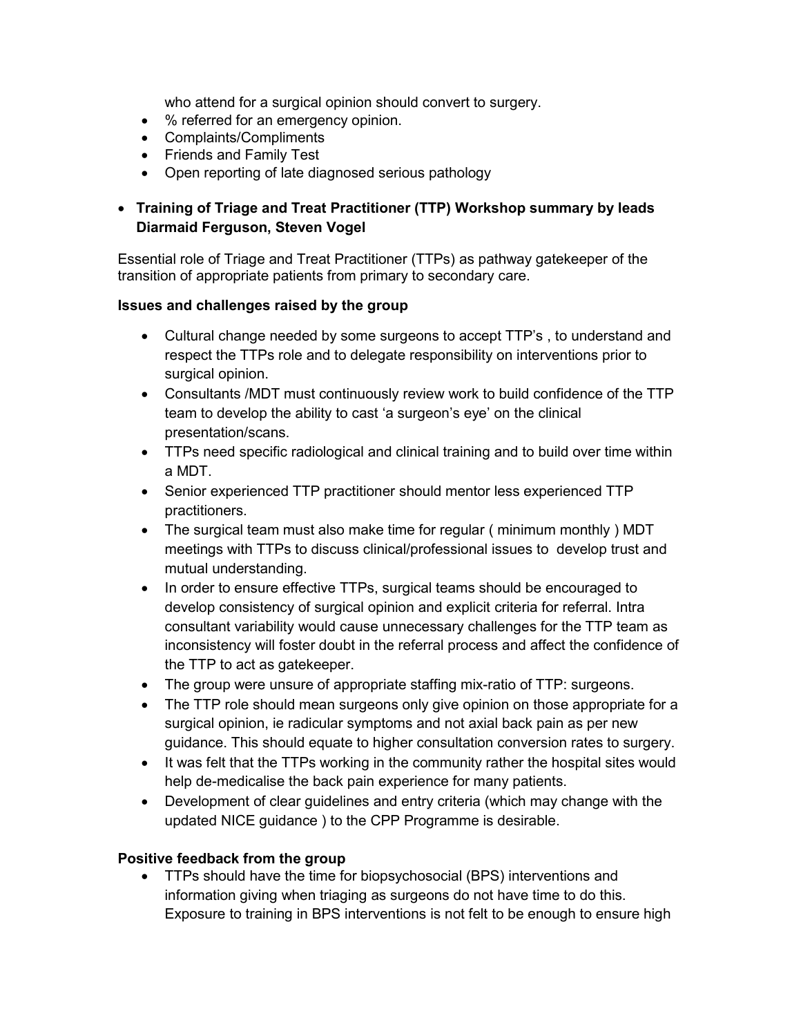who attend for a surgical opinion should convert to surgery.

- % referred for an emergency opinion.
- Complaints/Compliments
- Friends and Family Test
- Open reporting of late diagnosed serious pathology

- **Training of Triage and Treat Practitioner (TTP) Workshop summary by leads Diarmaid Ferguson, Steven Vogel**

Essential role of Triage and Treat Practitioner (TTPs) as pathway gatekeeper of the transition of appropriate patients from primary to secondary care.

**Issues and challenges raised by the group**

- Cultural change needed by some surgeons to accept TTP's , to understand and respect the TTPs role and to delegate responsibility on interventions prior to surgical opinion.
- Consultants /MDT must continuously review work to build confidence of the TTP team to develop the ability to cast 'a surgeon's eye' on the clinical presentation/scans.
- TTPs need specific radiological and clinical training and to build over time within a MDT.
- Senior experienced TTP practitioner should mentor less experienced TTP practitioners.
- The surgical team must also make time for regular ( minimum monthly ) MDT meetings with TTPs to discuss clinical/professional issues to develop trust and mutual understanding.
- In order to ensure effective TTPs, surgical teams should be encouraged to develop consistency of surgical opinion and explicit criteria for referral. Intra consultant variability would cause unnecessary challenges for the TTP team as inconsistency will foster doubt in the referral process and affect the confidence of the TTP to act as gatekeeper.
- The group were unsure of appropriate staffing mix-ratio of TTP: surgeons.
- The TTP role should mean surgeons only give opinion on those appropriate for a surgical opinion, ie radicular symptoms and not axial back pain as per new guidance. This should equate to higher consultation conversion rates to surgery.
- It was felt that the TTPs working in the community rather the hospital sites would help de-medicalise the back pain experience for many patients.
- Development of clear guidelines and entry criteria (which may change with the updated NICE guidance ) to the CPP Programme is desirable.

**Positive feedback from the group**

- TTPs should have the time for biopsychosocial (BPS) interventions and information giving when triaging as surgeons do not have time to do this. Exposure to training in BPS interventions is not felt to be enough to ensure high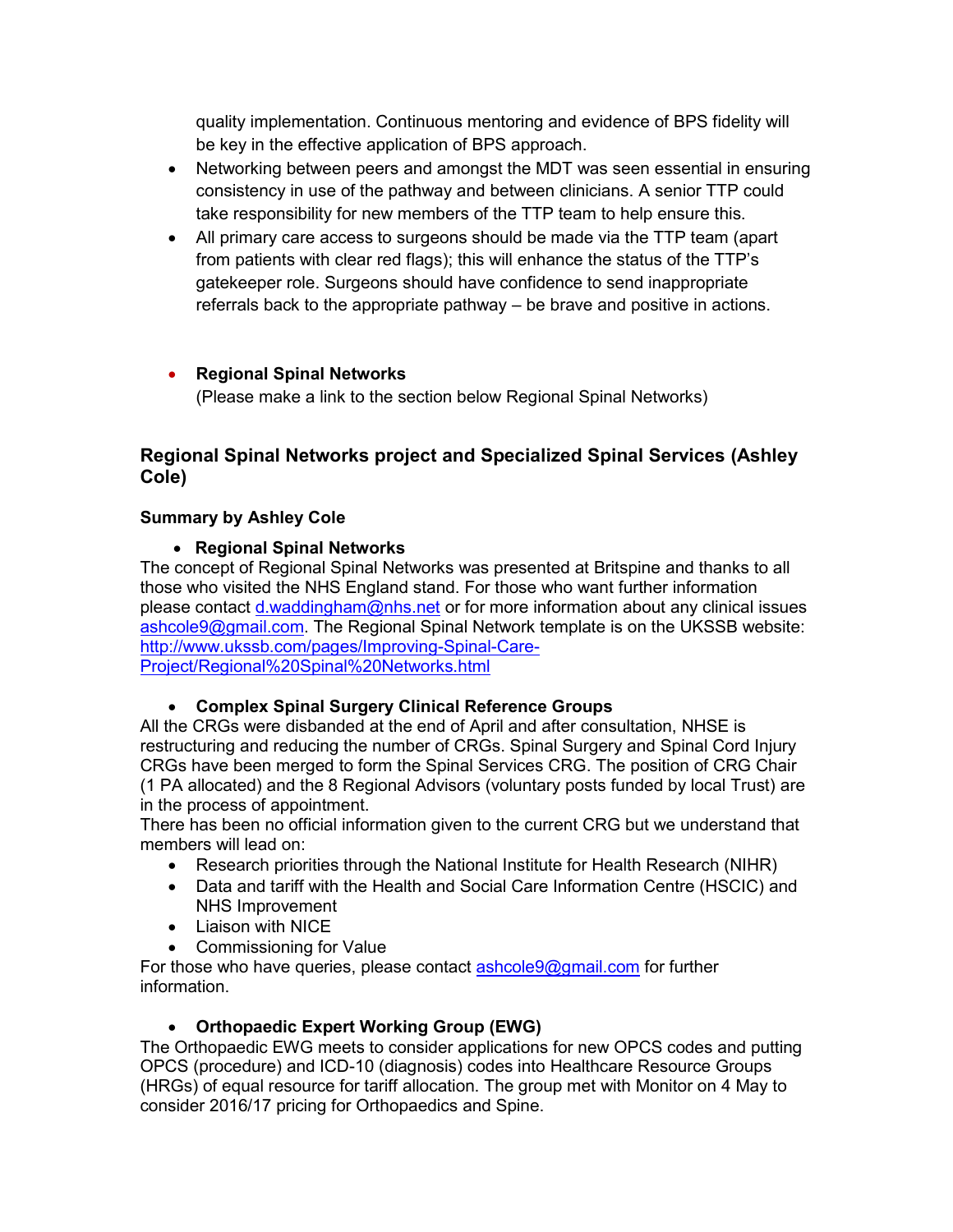quality implementation. Continuous mentoring and evidence of BPS fidelity will be key in the effective application of BPS approach.

- Networking between peers and amongst the MDT was seen essential in ensuring consistency in use of the pathway and between clinicians. A senior TTP could take responsibility for new members of the TTP team to help ensure this.
- All primary care access to surgeons should be made via the TTP team (apart from patients with clear red flags); this will enhance the status of the TTP's gatekeeper role. Surgeons should have confidence to send inappropriate referrals back to the appropriate pathway – be brave and positive in actions.

- **Regional Spinal Networks**
  (Please make a link to the section below Regional Spinal Networks)

### Regional Spinal Networks project and Specialized Spinal Services (Ashley Cole)

**Summary by Ashley Cole**

- **Regional Spinal Networks**

The concept of Regional Spinal Networks was presented at Britspine and thanks to all those who visited the NHS England stand. For those who want further information please contact d.waddingham@nhs.net or for more information about any clinical issues ashcole9@gmail.com. The Regional Spinal Network template is on the UKSSB website: http://www.ukssb.com/pages/Improving-Spinal-Care-Project/Regional%20Spinal%20Networks.html

- **Complex Spinal Surgery Clinical Reference Groups**

All the CRGs were disbanded at the end of April and after consultation, NHSE is restructuring and reducing the number of CRGs. Spinal Surgery and Spinal Cord Injury CRGs have been merged to form the Spinal Services CRG. The position of CRG Chair (1 PA allocated) and the 8 Regional Advisors (voluntary posts funded by local Trust) are in the process of appointment.
There has been no official information given to the current CRG but we understand that members will lead on:

- Research priorities through the National Institute for Health Research (NIHR)
- Data and tariff with the Health and Social Care Information Centre (HSCIC) and NHS Improvement
- Liaison with NICE
- Commissioning for Value

For those who have queries, please contact ashcole9@gmail.com for further information.

- **Orthopaedic Expert Working Group (EWG)**

The Orthopaedic EWG meets to consider applications for new OPCS codes and putting OPCS (procedure) and ICD-10 (diagnosis) codes into Healthcare Resource Groups (HRGs) of equal resource for tariff allocation. The group met with Monitor on 4 May to consider 2016/17 pricing for Orthopaedics and Spine.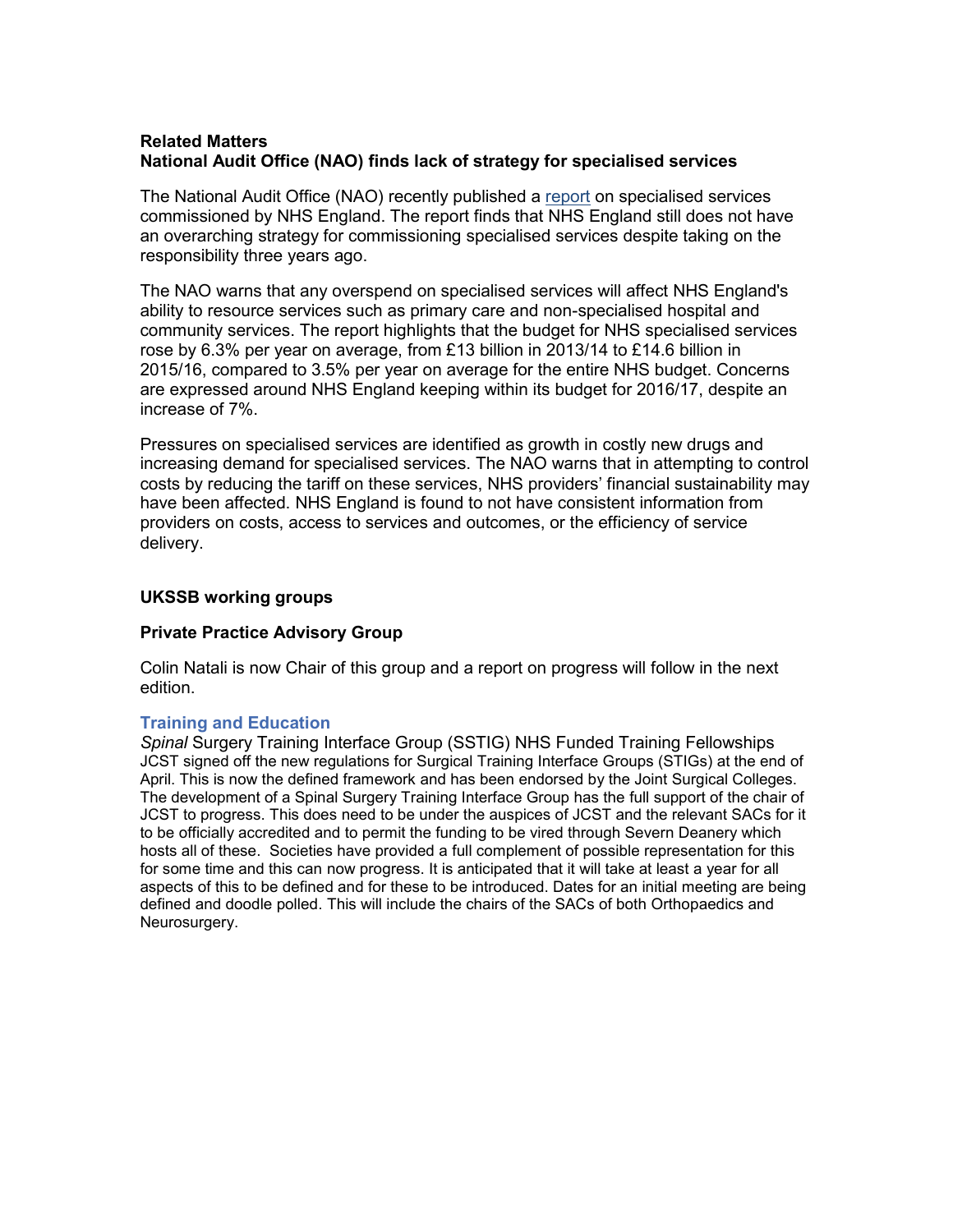## Related Matters

## National Audit Office (NAO) finds lack of strategy for specialised services

The National Audit Office (NAO) recently published a [report](report) on specialised services commissioned by NHS England. The report finds that NHS England still does not have an overarching strategy for commissioning specialised services despite taking on the responsibility three years ago.

The NAO warns that any overspend on specialised services will affect NHS England's ability to resource services such as primary care and non-specialised hospital and community services. The report highlights that the budget for NHS specialised services rose by 6.3% per year on average, from £13 billion in 2013/14 to £14.6 billion in 2015/16, compared to 3.5% per year on average for the entire NHS budget. Concerns are expressed around NHS England keeping within its budget for 2016/17, despite an increase of 7%.

Pressures on specialised services are identified as growth in costly new drugs and increasing demand for specialised services. The NAO warns that in attempting to control costs by reducing the tariff on these services, NHS providers' financial sustainability may have been affected. NHS England is found to not have consistent information from providers on costs, access to services and outcomes, or the efficiency of service delivery.

## UKSSB working groups

### Private Practice Advisory Group

Colin Natali is now Chair of this group and a report on progress will follow in the next edition.

### Training and Education

*Spinal* Surgery Training Interface Group (SSTIG) NHS Funded Training Fellowships

JCST signed off the new regulations for Surgical Training Interface Groups (STIGs) at the end of April. This is now the defined framework and has been endorsed by the Joint Surgical Colleges. The development of a Spinal Surgery Training Interface Group has the full support of the chair of JCST to progress. This does need to be under the auspices of JCST and the relevant SACs for it to be officially accredited and to permit the funding to be vired through Severn Deanery which hosts all of these. Societies have provided a full complement of possible representation for this for some time and this can now progress. It is anticipated that it will take at least a year for all aspects of this to be defined and for these to be introduced. Dates for an initial meeting are being defined and doodle polled. This will include the chairs of the SACs of both Orthopaedics and Neurosurgery.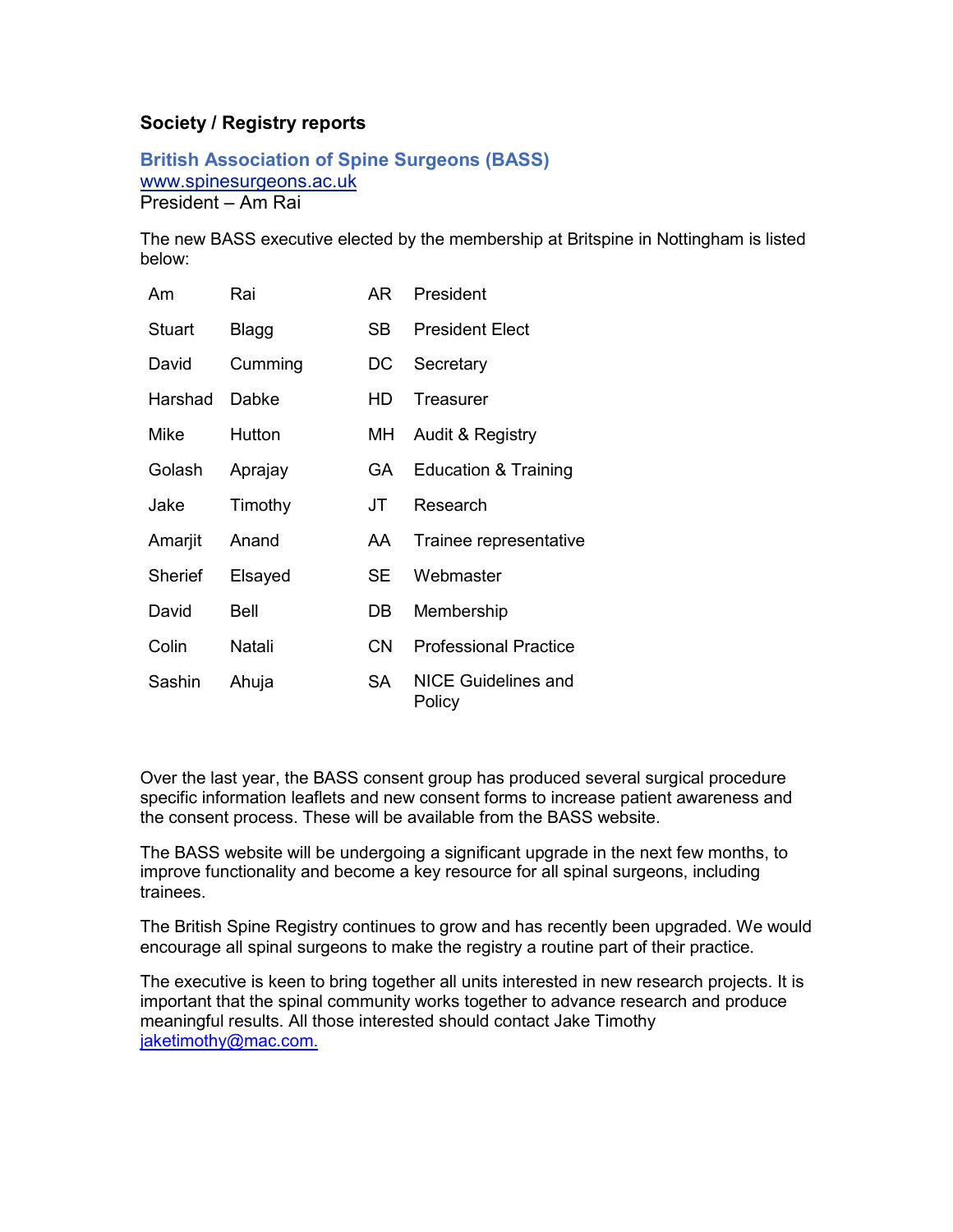## Society / Registry reports

### British Association of Spine Surgeons (BASS)

www.spinesurgeons.ac.uk

President – Am Rai

The new BASS executive elected by the membership at Britspine in Nottingham is listed below:

| | | | |
|---|---|---|---|
| Am | Rai | AR | President |
| Stuart | Blagg | SB | President Elect |
| David | Cumming | DC | Secretary |
| Harshad | Dabke | HD | Treasurer |
| Mike | Hutton | MH | Audit & Registry |
| Golash | Aprajay | GA | Education & Training |
| Jake | Timothy | JT | Research |
| Amarjit | Anand | AA | Trainee representative |
| Sherief | Elsayed | SE | Webmaster |
| David | Bell | DB | Membership |
| Colin | Natali | CN | Professional Practice |
| Sashin | Ahuja | SA | NICE Guidelines and Policy |

Over the last year, the BASS consent group has produced several surgical procedure specific information leaflets and new consent forms to increase patient awareness and the consent process. These will be available from the BASS website.

The BASS website will be undergoing a significant upgrade in the next few months, to improve functionality and become a key resource for all spinal surgeons, including trainees.

The British Spine Registry continues to grow and has recently been upgraded. We would encourage all spinal surgeons to make the registry a routine part of their practice.

The executive is keen to bring together all units interested in new research projects. It is important that the spinal community works together to advance research and produce meaningful results. All those interested should contact Jake Timothy jaketimothy@mac.com.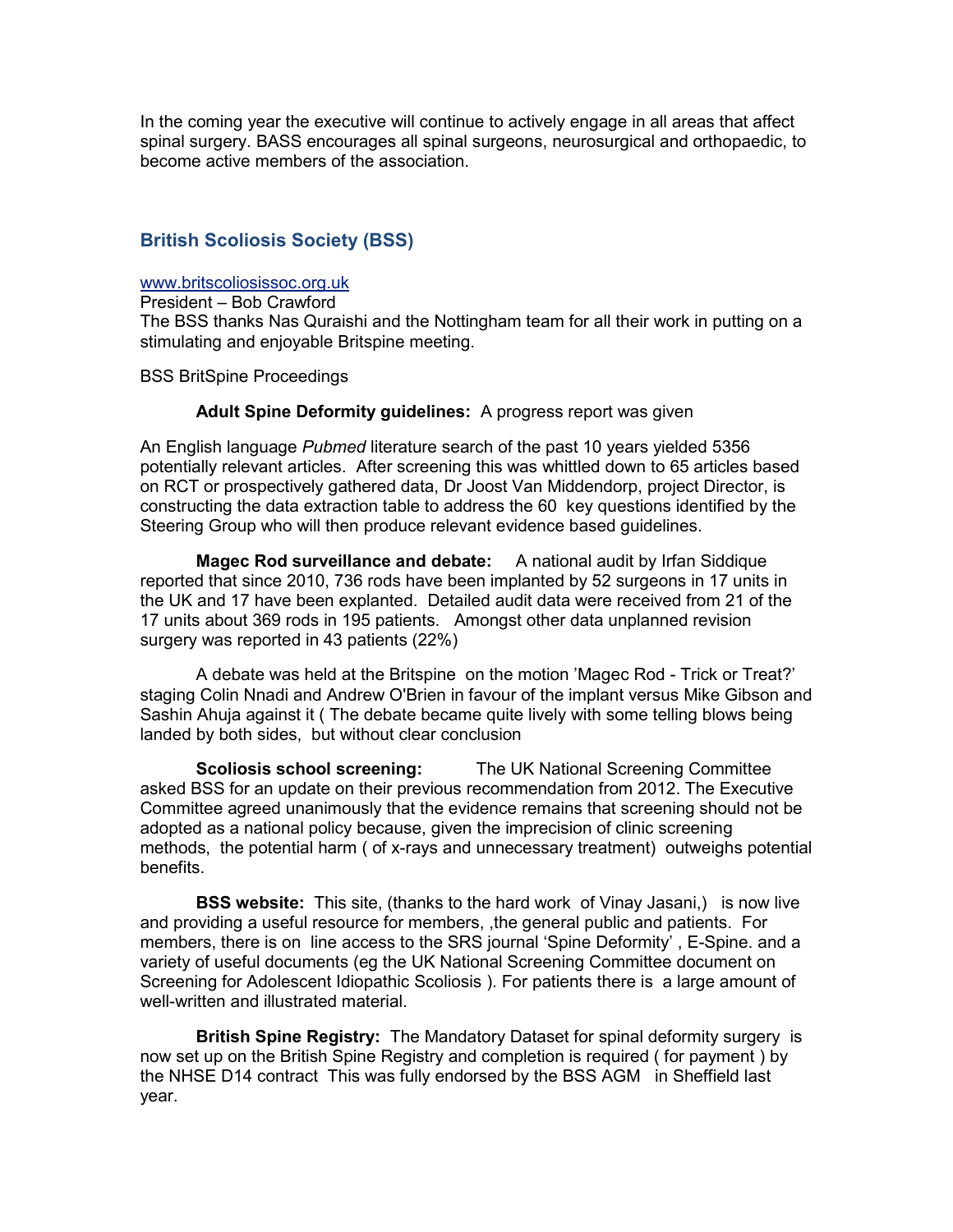In the coming year the executive will continue to actively engage in all areas that affect spinal surgery. BASS encourages all spinal surgeons, neurosurgical and orthopaedic, to become active members of the association.

## British Scoliosis Society (BSS)

[www.britscoliosissoc.org.uk](http://www.britscoliosissoc.org.uk)
President – Bob Crawford
The BSS thanks Nas Quraishi and the Nottingham team for all their work in putting on a stimulating and enjoyable Britspine meeting.

BSS BritSpine Proceedings

**Adult Spine Deformity guidelines:** A progress report was given

An English language *Pubmed* literature search of the past 10 years yielded 5356 potentially relevant articles. After screening this was whittled down to 65 articles based on RCT or prospectively gathered data, Dr Joost Van Middendorp, project Director, is constructing the data extraction table to address the 60 key questions identified by the Steering Group who will then produce relevant evidence based guidelines.

**Magec Rod surveillance and debate:** A national audit by Irfan Siddique reported that since 2010, 736 rods have been implanted by 52 surgeons in 17 units in the UK and 17 have been explanted. Detailed audit data were received from 21 of the 17 units about 369 rods in 195 patients. Amongst other data unplanned revision surgery was reported in 43 patients (22%)

A debate was held at the Britspine on the motion 'Magec Rod - Trick or Treat?' staging Colin Nnadi and Andrew O'Brien in favour of the implant versus Mike Gibson and Sashin Ahuja against it ( The debate became quite lively with some telling blows being landed by both sides, but without clear conclusion

**Scoliosis school screening:** The UK National Screening Committee asked BSS for an update on their previous recommendation from 2012. The Executive Committee agreed unanimously that the evidence remains that screening should not be adopted as a national policy because, given the imprecision of clinic screening methods, the potential harm ( of x-rays and unnecessary treatment) outweighs potential benefits.

**BSS website:** This site, (thanks to the hard work of Vinay Jasani,) is now live and providing a useful resource for members, ,the general public and patients. For members, there is on line access to the SRS journal 'Spine Deformity' , E-Spine. and a variety of useful documents (eg the UK National Screening Committee document on Screening for Adolescent Idiopathic Scoliosis ). For patients there is a large amount of well-written and illustrated material.

**British Spine Registry:** The Mandatory Dataset for spinal deformity surgery is now set up on the British Spine Registry and completion is required ( for payment ) by the NHSE D14 contract This was fully endorsed by the BSS AGM in Sheffield last year.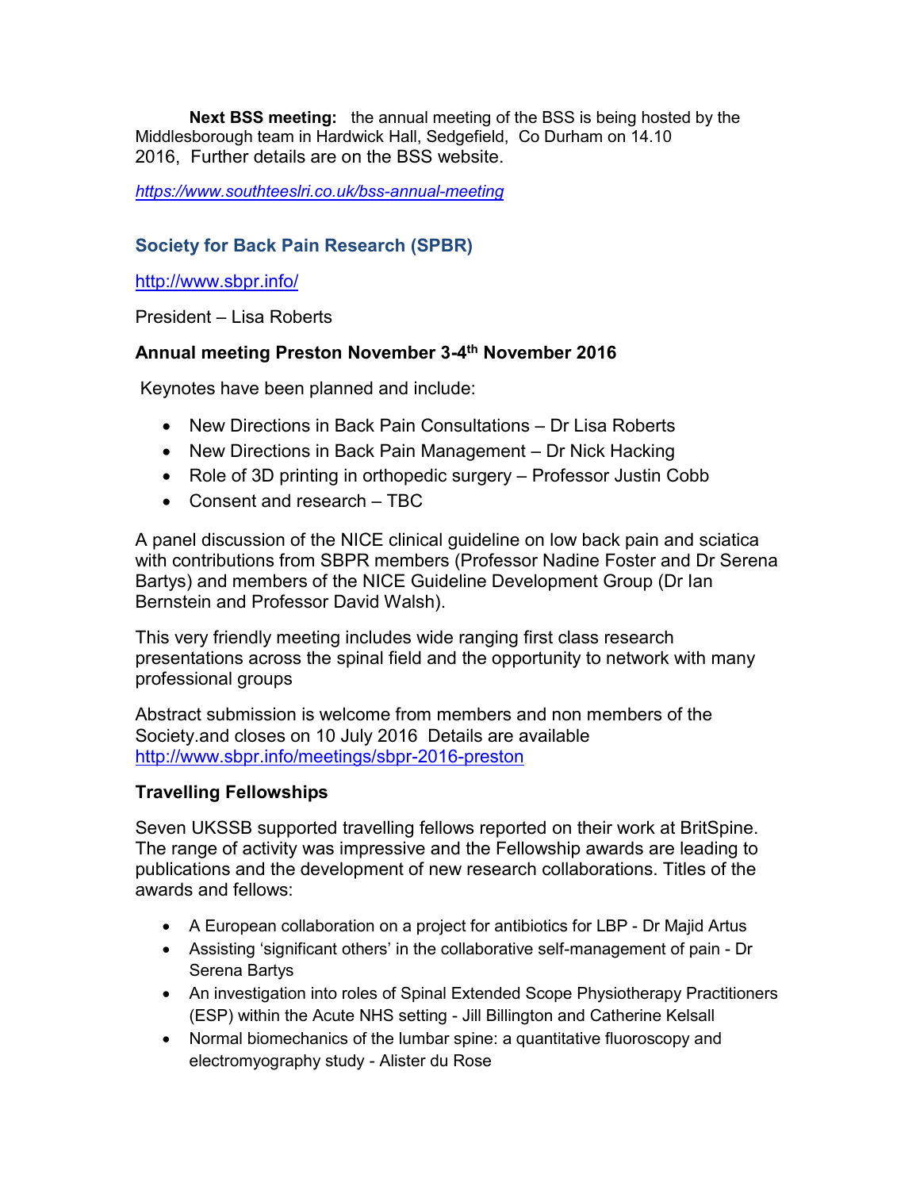**Next BSS meeting:** the annual meeting of the BSS is being hosted by the Middlesborough team in Hardwick Hall, Sedgefield, Co Durham on 14.10 2016, Further details are on the BSS website.

*https://www.southteeslri.co.uk/bss-annual-meeting*

## Society for Back Pain Research (SPBR)

http://www.sbpr.info/

President – Lisa Roberts

### Annual meeting Preston November 3-4th November 2016

Keynotes have been planned and include:

- New Directions in Back Pain Consultations – Dr Lisa Roberts
- New Directions in Back Pain Management – Dr Nick Hacking
- Role of 3D printing in orthopedic surgery – Professor Justin Cobb
- Consent and research – TBC

A panel discussion of the NICE clinical guideline on low back pain and sciatica with contributions from SBPR members (Professor Nadine Foster and Dr Serena Bartys) and members of the NICE Guideline Development Group (Dr Ian Bernstein and Professor David Walsh).

This very friendly meeting includes wide ranging first class research presentations across the spinal field and the opportunity to network with many professional groups

Abstract submission is welcome from members and non members of the Society.and closes on 10 July 2016 Details are available http://www.sbpr.info/meetings/sbpr-2016-preston

### Travelling Fellowships

Seven UKSSB supported travelling fellows reported on their work at BritSpine. The range of activity was impressive and the Fellowship awards are leading to publications and the development of new research collaborations. Titles of the awards and fellows:

- A European collaboration on a project for antibiotics for LBP - Dr Majid Artus
- Assisting 'significant others' in the collaborative self-management of pain - Dr Serena Bartys
- An investigation into roles of Spinal Extended Scope Physiotherapy Practitioners (ESP) within the Acute NHS setting - Jill Billington and Catherine Kelsall
- Normal biomechanics of the lumbar spine: a quantitative fluoroscopy and electromyography study - Alister du Rose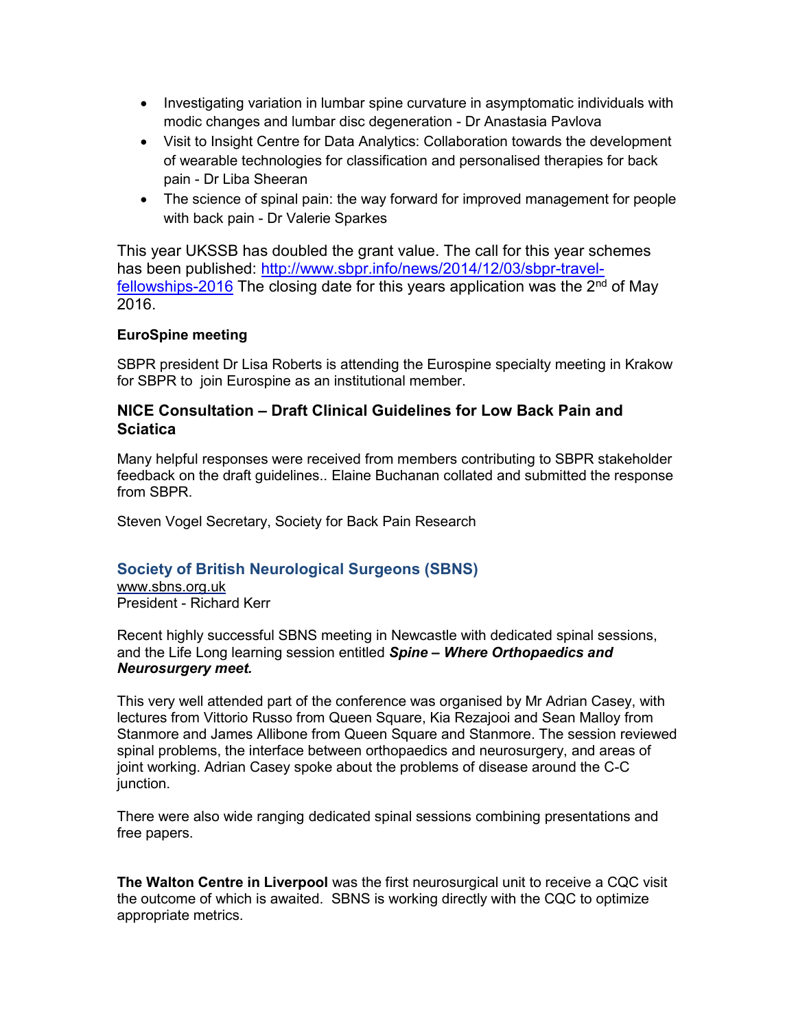- Investigating variation in lumbar spine curvature in asymptomatic individuals with modic changes and lumbar disc degeneration - Dr Anastasia Pavlova
- Visit to Insight Centre for Data Analytics: Collaboration towards the development of wearable technologies for classification and personalised therapies for back pain - Dr Liba Sheeran
- The science of spinal pain: the way forward for improved management for people with back pain - Dr Valerie Sparkes

This year UKSSB has doubled the grant value. The call for this year schemes has been published: http://www.sbpr.info/news/2014/12/03/sbpr-travel-fellowships-2016 The closing date for this years application was the 2nd of May 2016.

**EuroSpine meeting**

SBPR president Dr Lisa Roberts is attending the Eurospine specialty meeting in Krakow for SBPR to join Eurospine as an institutional member.

### NICE Consultation – Draft Clinical Guidelines for Low Back Pain and Sciatica

Many helpful responses were received from members contributing to SBPR stakeholder feedback on the draft guidelines.. Elaine Buchanan collated and submitted the response from SBPR.

Steven Vogel Secretary, Society for Back Pain Research

## Society of British Neurological Surgeons (SBNS)

www.sbns.org.uk
President - Richard Kerr

Recent highly successful SBNS meeting in Newcastle with dedicated spinal sessions, and the Life Long learning session entitled ***Spine – Where Orthopaedics and Neurosurgery meet.***

This very well attended part of the conference was organised by Mr Adrian Casey, with lectures from Vittorio Russo from Queen Square, Kia Rezajooi and Sean Malloy from Stanmore and James Allibone from Queen Square and Stanmore. The session reviewed spinal problems, the interface between orthopaedics and neurosurgery, and areas of joint working. Adrian Casey spoke about the problems of disease around the C-C junction.

There were also wide ranging dedicated spinal sessions combining presentations and free papers.

**The Walton Centre in Liverpool** was the first neurosurgical unit to receive a CQC visit the outcome of which is awaited. SBNS is working directly with the CQC to optimize appropriate metrics.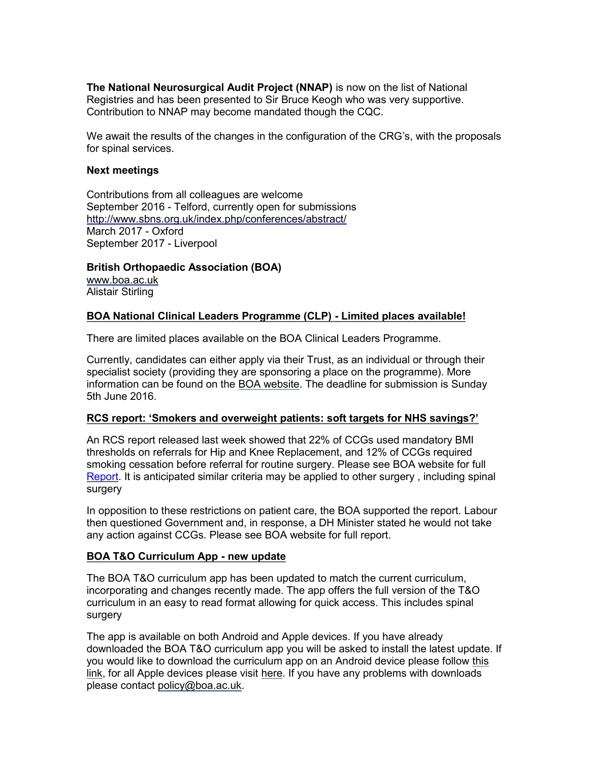**The National Neurosurgical Audit Project (NNAP)** is now on the list of National Registries and has been presented to Sir Bruce Keogh who was very supportive. Contribution to NNAP may become mandated though the CQC.

We await the results of the changes in the configuration of the CRG's, with the proposals for spinal services.

**Next meetings**

Contributions from all colleagues are welcome
September 2016 - Telford, currently open for submissions
http://www.sbns.org.uk/index.php/conferences/abstract/
March 2017 - Oxford
September 2017 - Liverpool

**British Orthopaedic Association (BOA)**
www.boa.ac.uk
Alistair Stirling

**BOA National Clinical Leaders Programme (CLP) - Limited places available!**

There are limited places available on the BOA Clinical Leaders Programme.

Currently, candidates can either apply via their Trust, as an individual or through their specialist society (providing they are sponsoring a place on the programme). More information can be found on the BOA website. The deadline for submission is Sunday 5th June 2016.

**RCS report: 'Smokers and overweight patients: soft targets for NHS savings?'**

An RCS report released last week showed that 22% of CCGs used mandatory BMI thresholds on referrals for Hip and Knee Replacement, and 12% of CCGs required smoking cessation before referral for routine surgery. Please see BOA website for full Report. It is anticipated similar criteria may be applied to other surgery , including spinal surgery

In opposition to these restrictions on patient care, the BOA supported the report. Labour then questioned Government and, in response, a DH Minister stated he would not take any action against CCGs. Please see BOA website for full report.

**BOA T&O Curriculum App - new update**

The BOA T&O curriculum app has been updated to match the current curriculum, incorporating and changes recently made. The app offers the full version of the T&O curriculum in an easy to read format allowing for quick access. This includes spinal surgery

The app is available on both Android and Apple devices. If you have already downloaded the BOA T&O curriculum app you will be asked to install the latest update. If you would like to download the curriculum app on an Android device please follow this link, for all Apple devices please visit here. If you have any problems with downloads please contact policy@boa.ac.uk.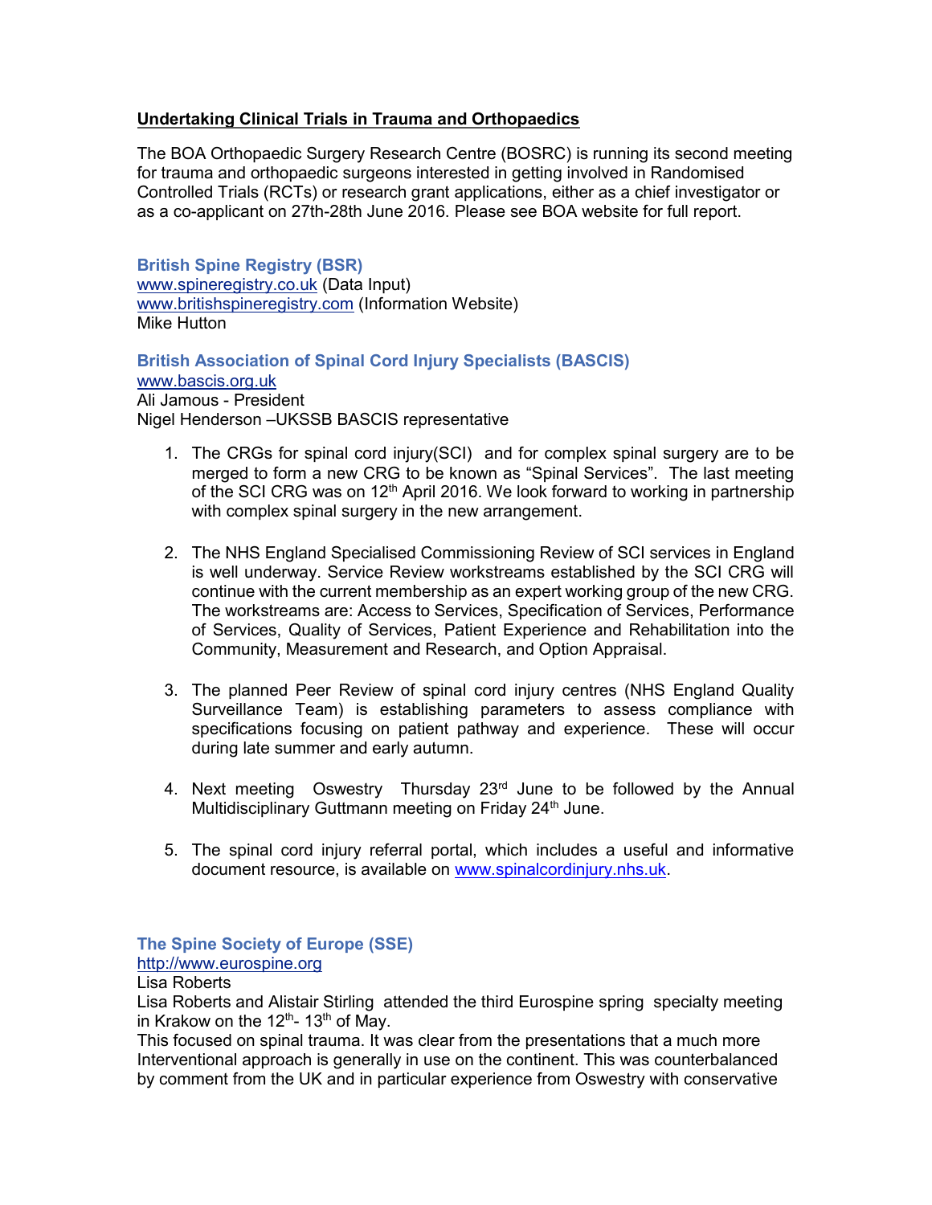**Undertaking Clinical Trials in Trauma and Orthopaedics**

The BOA Orthopaedic Surgery Research Centre (BOSRC) is running its second meeting for trauma and orthopaedic surgeons interested in getting involved in Randomised Controlled Trials (RCTs) or research grant applications, either as a chief investigator or as a co-applicant on 27th-28th June 2016. Please see BOA website for full report.

### British Spine Registry (BSR)

www.spineregistry.co.uk (Data Input)
www.britishspineregistry.com (Information Website)
Mike Hutton

### British Association of Spinal Cord Injury Specialists (BASCIS)

www.bascis.org.uk
Ali Jamous - President
Nigel Henderson –UKSSB BASCIS representative

1. The CRGs for spinal cord injury(SCI) and for complex spinal surgery are to be merged to form a new CRG to be known as "Spinal Services". The last meeting of the SCI CRG was on 12th April 2016. We look forward to working in partnership with complex spinal surgery in the new arrangement.

2. The NHS England Specialised Commissioning Review of SCI services in England is well underway. Service Review workstreams established by the SCI CRG will continue with the current membership as an expert working group of the new CRG. The workstreams are: Access to Services, Specification of Services, Performance of Services, Quality of Services, Patient Experience and Rehabilitation into the Community, Measurement and Research, and Option Appraisal.

3. The planned Peer Review of spinal cord injury centres (NHS England Quality Surveillance Team) is establishing parameters to assess compliance with specifications focusing on patient pathway and experience. These will occur during late summer and early autumn.

4. Next meeting Oswestry Thursday 23rd June to be followed by the Annual Multidisciplinary Guttmann meeting on Friday 24th June.

5. The spinal cord injury referral portal, which includes a useful and informative document resource, is available on www.spinalcordinjury.nhs.uk.

### The Spine Society of Europe (SSE)

http://www.eurospine.org
Lisa Roberts
Lisa Roberts and Alistair Stirling attended the third Eurospine spring specialty meeting in Krakow on the 12th- 13th of May.
This focused on spinal trauma. It was clear from the presentations that a much more Interventional approach is generally in use on the continent. This was counterbalanced by comment from the UK and in particular experience from Oswestry with conservative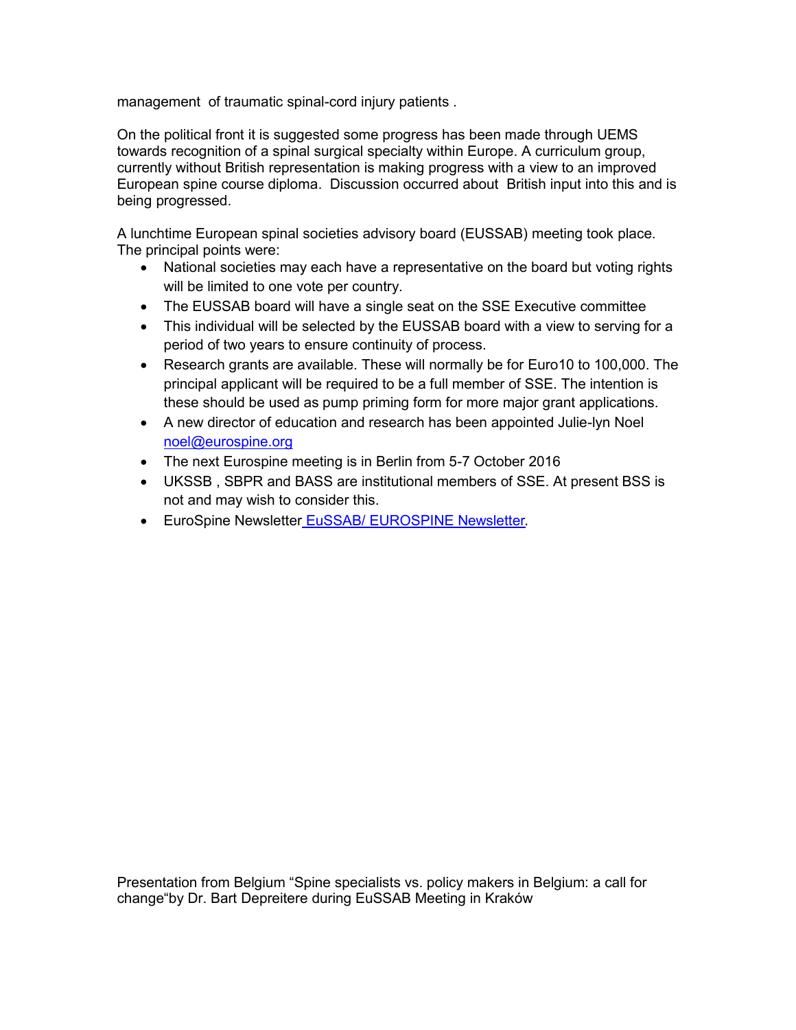management of traumatic spinal-cord injury patients .

On the political front it is suggested some progress has been made through UEMS towards recognition of a spinal surgical specialty within Europe. A curriculum group, currently without British representation is making progress with a view to an improved European spine course diploma. Discussion occurred about British input into this and is being progressed.

A lunchtime European spinal societies advisory board (EUSSAB) meeting took place. The principal points were:

- National societies may each have a representative on the board but voting rights will be limited to one vote per country.
- The EUSSAB board will have a single seat on the SSE Executive committee
- This individual will be selected by the EUSSAB board with a view to serving for a period of two years to ensure continuity of process.
- Research grants are available. These will normally be for Euro10 to 100,000. The principal applicant will be required to be a full member of SSE. The intention is these should be used as pump priming form for more major grant applications.
- A new director of education and research has been appointed Julie-lyn Noel noel@eurospine.org
- The next Eurospine meeting is in Berlin from 5-7 October 2016
- UKSSB , SBPR and BASS are institutional members of SSE. At present BSS is not and may wish to consider this.
- EuroSpine Newsletter EuSSAB/ EUROSPINE Newsletter.

Presentation from Belgium "Spine specialists vs. policy makers in Belgium: a call for change"by Dr. Bart Depreitere during EuSSAB Meeting in Kraków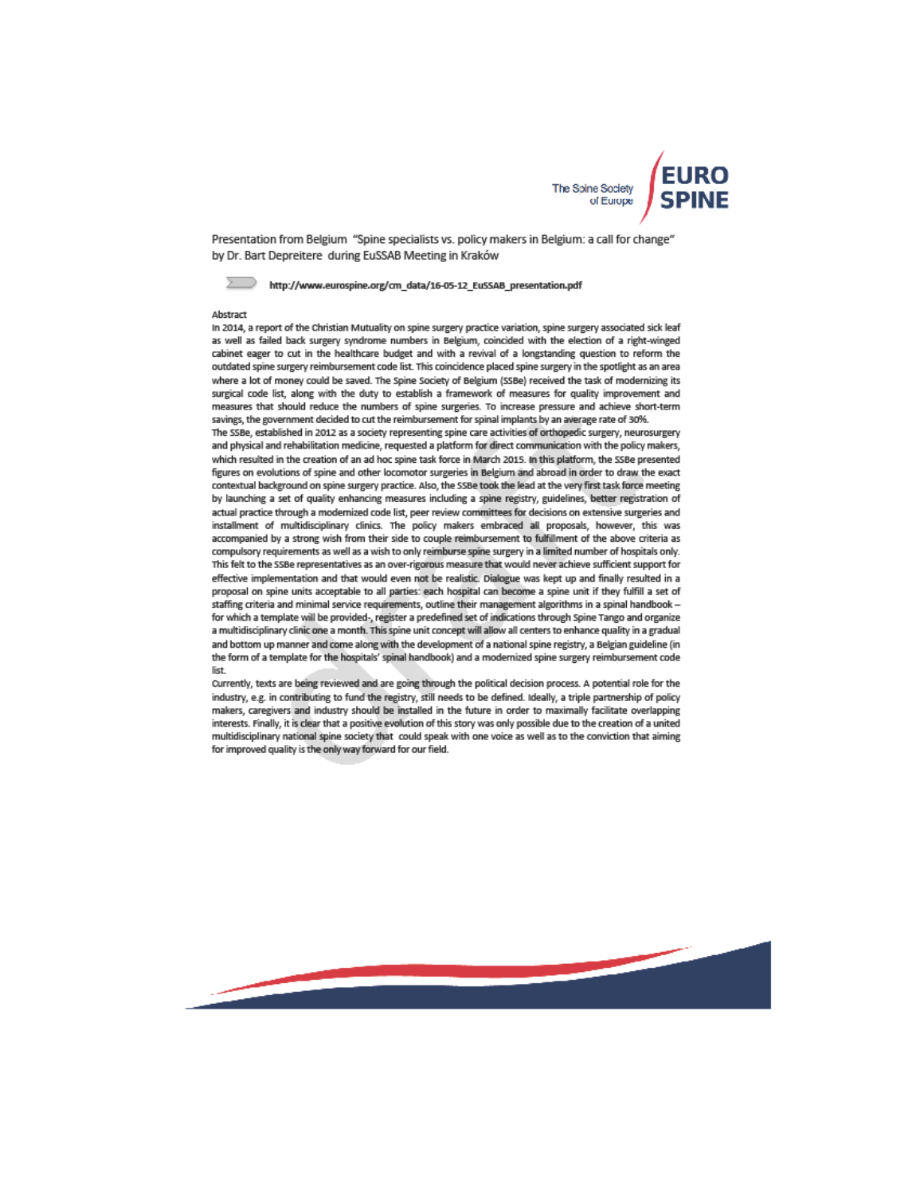Presentation from Belgium "Spine specialists vs. policy makers in Belgium: a call for change" by Dr. Bart Depreitere during EuSSAB Meeting in Kraków

**http://www.eurospine.org/cm_data/16-05-12_EuSSAB_presentation.pdf**

Abstract

In 2014, a report of the Christian Mutuality on spine surgery practice variation, spine surgery associated sick leaf as well as failed back surgery syndrome numbers in Belgium, coincided with the election of a right-winged cabinet eager to cut in the healthcare budget and with a revival of a longstanding question to reform the outdated spine surgery reimbursement code list. This coincidence placed spine surgery in the spotlight as an area where a lot of money could be saved. The Spine Society of Belgium (SSBe) received the task of modernizing its surgical code list, along with the duty to establish a framework of measures for quality improvement and measures that should reduce the numbers of spine surgeries. To increase pressure and achieve short-term savings, the government decided to cut the reimbursement for spinal implants by an average rate of 30%.

The SSBe, established in 2012 as a society representing spine care activities of orthopedic surgery, neurosurgery and physical and rehabilitation medicine, requested a platform for direct communication with the policy makers, which resulted in the creation of an ad hoc spine task force in March 2015. In this platform, the SSBe presented figures on evolutions of spine and other locomotor surgeries in Belgium and abroad in order to draw the exact contextual background on spine surgery practice. Also, the SSBe took the lead at the very first task force meeting by launching a set of quality enhancing measures including a spine registry, guidelines, better registration of actual practice through a modernized code list, peer review committees for decisions on extensive surgeries and installment of multidisciplinary clinics. The policy makers embraced all proposals, however, this was accompanied by a strong wish from their side to couple reimbursement to fulfillment of the above criteria as compulsory requirements as well as a wish to only reimburse spine surgery in a limited number of hospitals only. This felt to the SSBe representatives as an over-rigorous measure that would never achieve sufficient support for effective implementation and that would even not be realistic. Dialogue was kept up and finally resulted in a proposal on spine units acceptable to all parties: each hospital can become a spine unit if they fulfill a set of staffing criteria and minimal service requirements, outline their management algorithms in a spinal handbook – for which a template will be provided-, register a predefined set of indications through Spine Tango and organize a multidisciplinary clinic one a month. This spine unit concept will allow all centers to enhance quality in a gradual and bottom up manner and come along with the development of a national spine registry, a Belgian guideline (in the form of a template for the hospitals' spinal handbook) and a modernized spine surgery reimbursement code list.

Currently, texts are being reviewed and are going through the political decision process. A potential role for the industry, e.g. in contributing to fund the registry, still needs to be defined. Ideally, a triple partnership of policy makers, caregivers and industry should be installed in the future in order to maximally facilitate overlapping interests. Finally, it is clear that a positive evolution of this story was only possible due to the creation of a united multidisciplinary national spine society that could speak with one voice as well as to the conviction that aiming for improved quality is the only way forward for our field.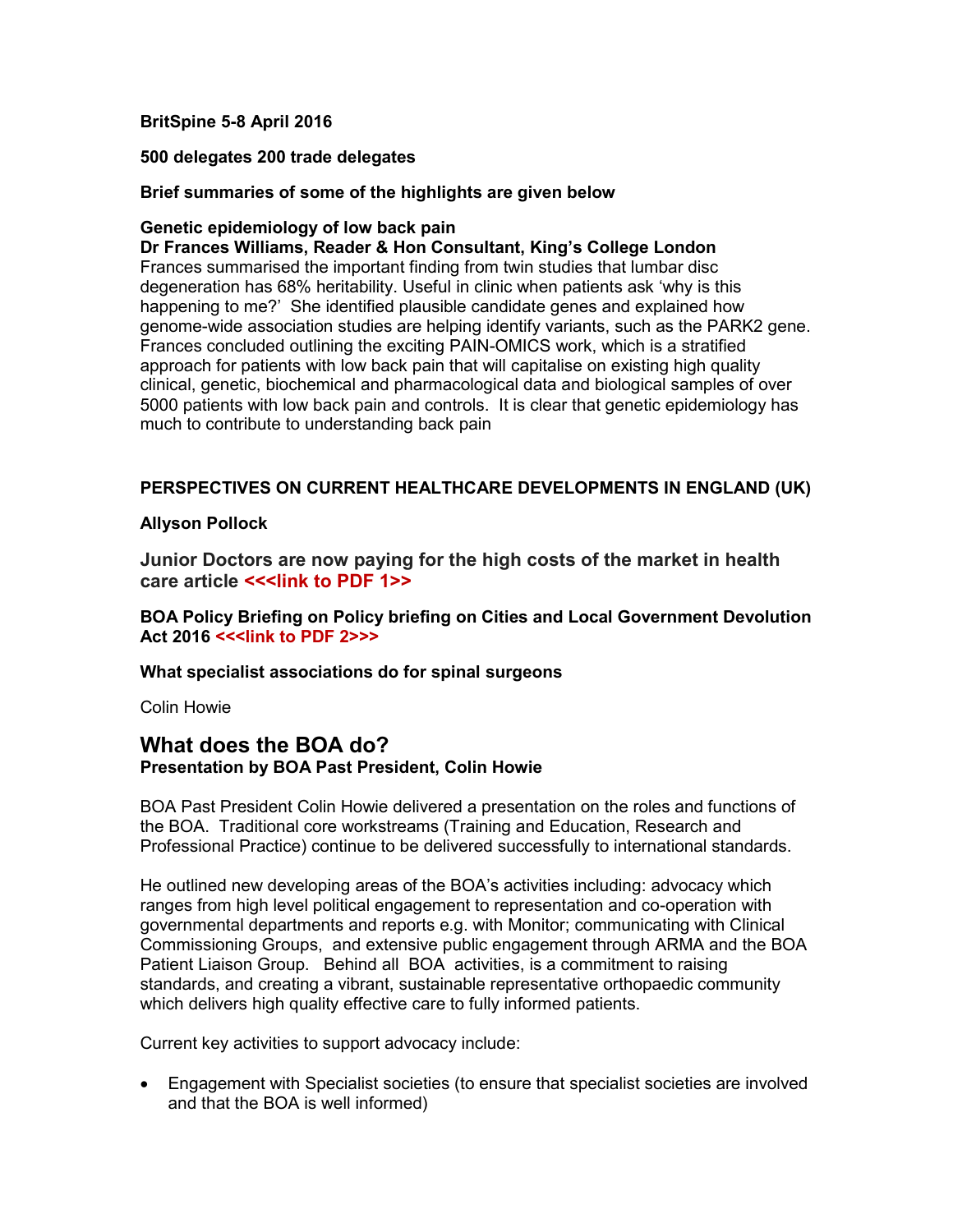**BritSpine 5-8 April 2016**

**500 delegates 200 trade delegates**

**Brief summaries of some of the highlights are given below**

**Genetic epidemiology of low back pain**
**Dr Frances Williams, Reader & Hon Consultant, King's College London**
Frances summarised the important finding from twin studies that lumbar disc degeneration has 68% heritability. Useful in clinic when patients ask 'why is this happening to me?' She identified plausible candidate genes and explained how genome-wide association studies are helping identify variants, such as the PARK2 gene. Frances concluded outlining the exciting PAIN-OMICS work, which is a stratified approach for patients with low back pain that will capitalise on existing high quality clinical, genetic, biochemical and pharmacological data and biological samples of over 5000 patients with low back pain and controls. It is clear that genetic epidemiology has much to contribute to understanding back pain

**PERSPECTIVES ON CURRENT HEALTHCARE DEVELOPMENTS IN ENGLAND (UK)**

**Allyson Pollock**

**Junior Doctors are now paying for the high costs of the market in health care article <<<link to PDF 1>>**

**BOA Policy Briefing on Policy briefing on Cities and Local Government Devolution Act 2016 <<<link to PDF 2>>>**

**What specialist associations do for spinal surgeons**

Colin Howie

## What does the BOA do?

**Presentation by BOA Past President, Colin Howie**

BOA Past President Colin Howie delivered a presentation on the roles and functions of the BOA. Traditional core workstreams (Training and Education, Research and Professional Practice) continue to be delivered successfully to international standards.

He outlined new developing areas of the BOA's activities including: advocacy which ranges from high level political engagement to representation and co-operation with governmental departments and reports e.g. with Monitor; communicating with Clinical Commissioning Groups, and extensive public engagement through ARMA and the BOA Patient Liaison Group. Behind all BOA activities, is a commitment to raising standards, and creating a vibrant, sustainable representative orthopaedic community which delivers high quality effective care to fully informed patients.

Current key activities to support advocacy include:

- Engagement with Specialist societies (to ensure that specialist societies are involved and that the BOA is well informed)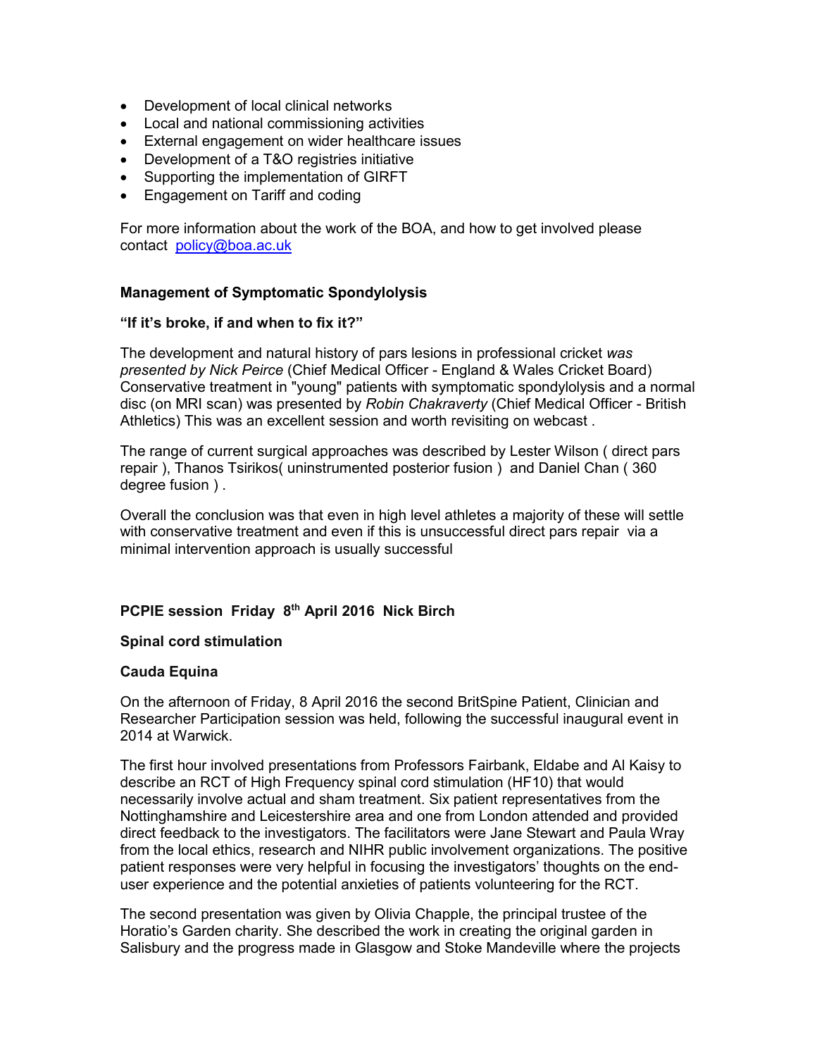- Development of local clinical networks
- Local and national commissioning activities
- External engagement on wider healthcare issues
- Development of a T&O registries initiative
- Supporting the implementation of GIRFT
- Engagement on Tariff and coding

For more information about the work of the BOA, and how to get involved please contact policy@boa.ac.uk

**Management of Symptomatic Spondylolysis**

**"If it's broke, if and when to fix it?"**

The development and natural history of pars lesions in professional cricket *was presented by Nick Peirce* (Chief Medical Officer - England & Wales Cricket Board) Conservative treatment in "young" patients with symptomatic spondylolysis and a normal disc (on MRI scan) was presented by *Robin Chakraverty* (Chief Medical Officer - British Athletics) This was an excellent session and worth revisiting on webcast .

The range of current surgical approaches was described by Lester Wilson ( direct pars repair ), Thanos Tsirikos( uninstrumented posterior fusion ) and Daniel Chan ( 360 degree fusion ) .

Overall the conclusion was that even in high level athletes a majority of these will settle with conservative treatment and even if this is unsuccessful direct pars repair via a minimal intervention approach is usually successful

**PCPIE session Friday 8th April 2016 Nick Birch**

**Spinal cord stimulation**

**Cauda Equina**

On the afternoon of Friday, 8 April 2016 the second BritSpine Patient, Clinician and Researcher Participation session was held, following the successful inaugural event in 2014 at Warwick.

The first hour involved presentations from Professors Fairbank, Eldabe and Al Kaisy to describe an RCT of High Frequency spinal cord stimulation (HF10) that would necessarily involve actual and sham treatment. Six patient representatives from the Nottinghamshire and Leicestershire area and one from London attended and provided direct feedback to the investigators. The facilitators were Jane Stewart and Paula Wray from the local ethics, research and NIHR public involvement organizations. The positive patient responses were very helpful in focusing the investigators' thoughts on the end-user experience and the potential anxieties of patients volunteering for the RCT.

The second presentation was given by Olivia Chapple, the principal trustee of the Horatio's Garden charity. She described the work in creating the original garden in Salisbury and the progress made in Glasgow and Stoke Mandeville where the projects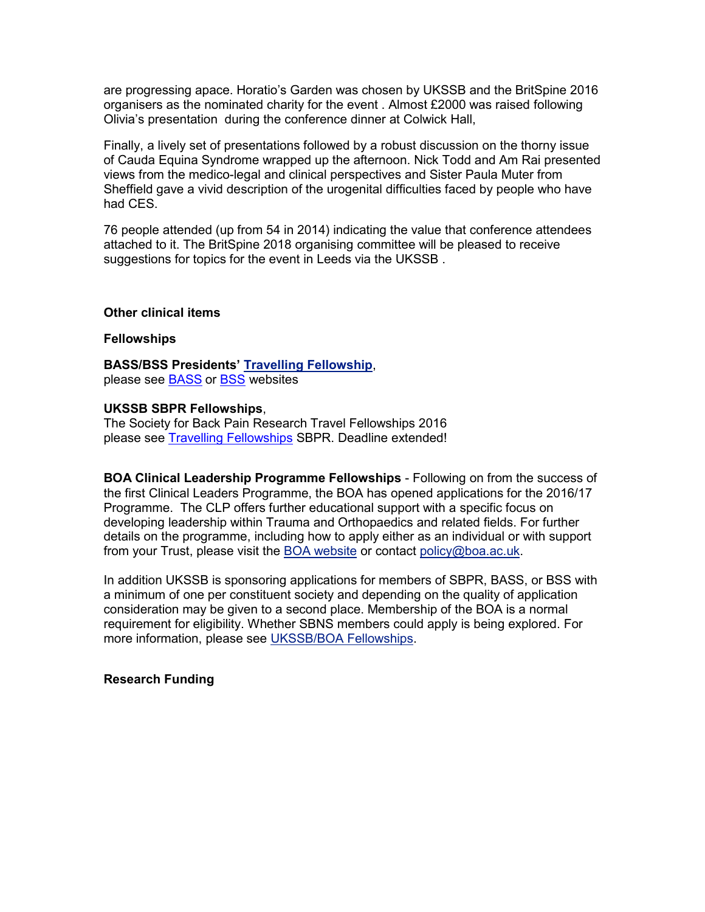are progressing apace. Horatio's Garden was chosen by UKSSB and the BritSpine 2016 organisers as the nominated charity for the event . Almost £2000 was raised following Olivia's presentation during the conference dinner at Colwick Hall,

Finally, a lively set of presentations followed by a robust discussion on the thorny issue of Cauda Equina Syndrome wrapped up the afternoon. Nick Todd and Am Rai presented views from the medico-legal and clinical perspectives and Sister Paula Muter from Sheffield gave a vivid description of the urogenital difficulties faced by people who have had CES.

76 people attended (up from 54 in 2014) indicating the value that conference attendees attached to it. The BritSpine 2018 organising committee will be pleased to receive suggestions for topics for the event in Leeds via the UKSSB .

**Other clinical items**

**Fellowships**

**BASS/BSS Presidents' Travelling Fellowship**,
please see BASS or BSS websites

**UKSSB SBPR Fellowships**,
The Society for Back Pain Research Travel Fellowships 2016
please see Travelling Fellowships SBPR. Deadline extended!

**BOA Clinical Leadership Programme Fellowships** - Following on from the success of the first Clinical Leaders Programme, the BOA has opened applications for the 2016/17 Programme. The CLP offers further educational support with a specific focus on developing leadership within Trauma and Orthopaedics and related fields. For further details on the programme, including how to apply either as an individual or with support from your Trust, please visit the BOA website or contact policy@boa.ac.uk.

In addition UKSSB is sponsoring applications for members of SBPR, BASS, or BSS with a minimum of one per constituent society and depending on the quality of application consideration may be given to a second place. Membership of the BOA is a normal requirement for eligibility. Whether SBNS members could apply is being explored. For more information, please see UKSSB/BOA Fellowships.

**Research Funding**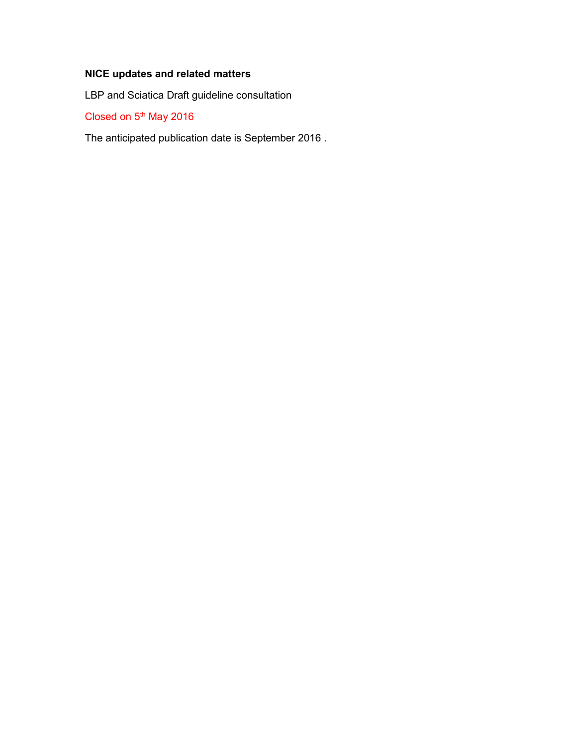**NICE updates and related matters**

LBP and Sciatica Draft guideline consultation

Closed on 5th May 2016

The anticipated publication date is September 2016 .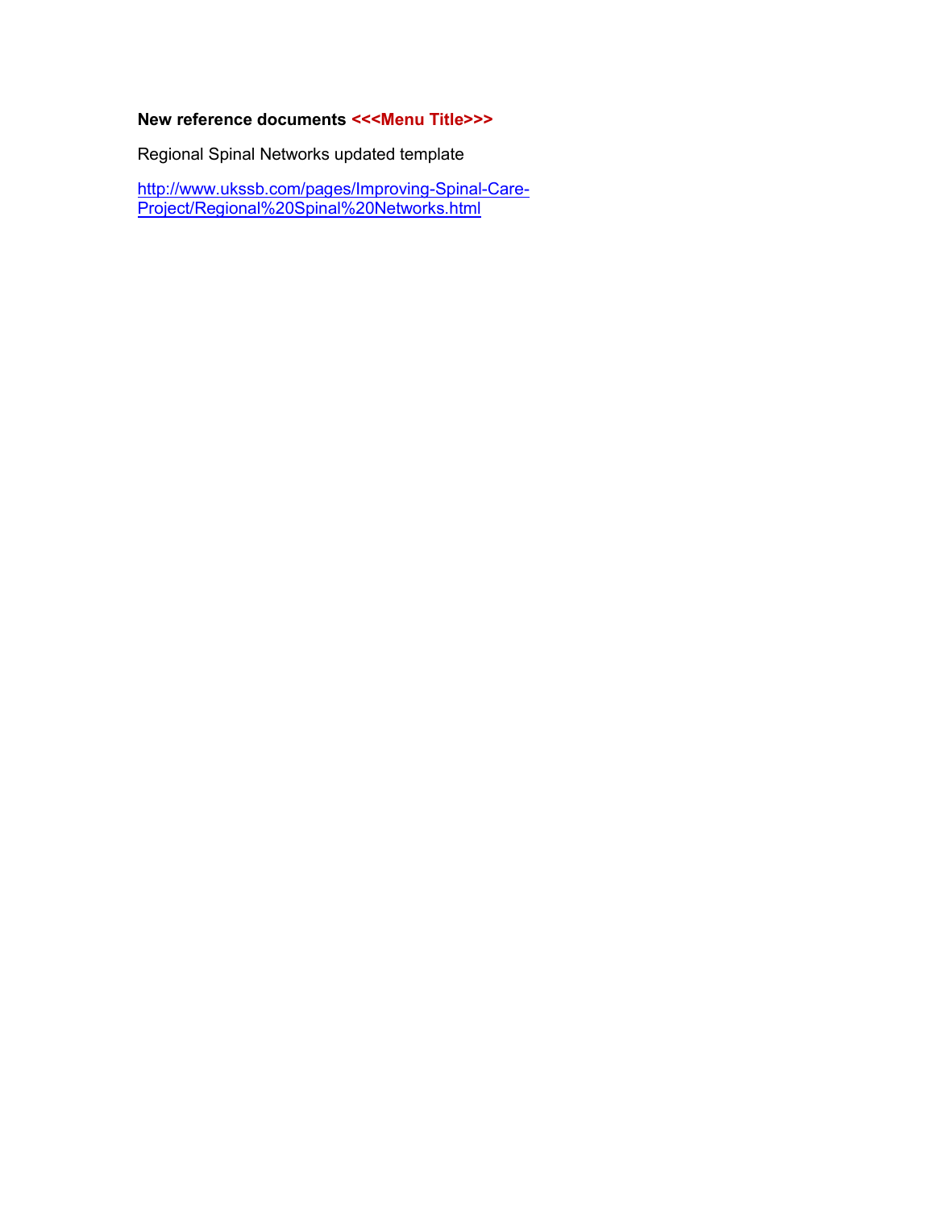**New reference documents <<<Menu Title>>>**

Regional Spinal Networks updated template

[http://www.ukssb.com/pages/Improving-Spinal-Care-Project/Regional%20Spinal%20Networks.html](http://www.ukssb.com/pages/Improving-Spinal-Care-Project/Regional%20Spinal%20Networks.html)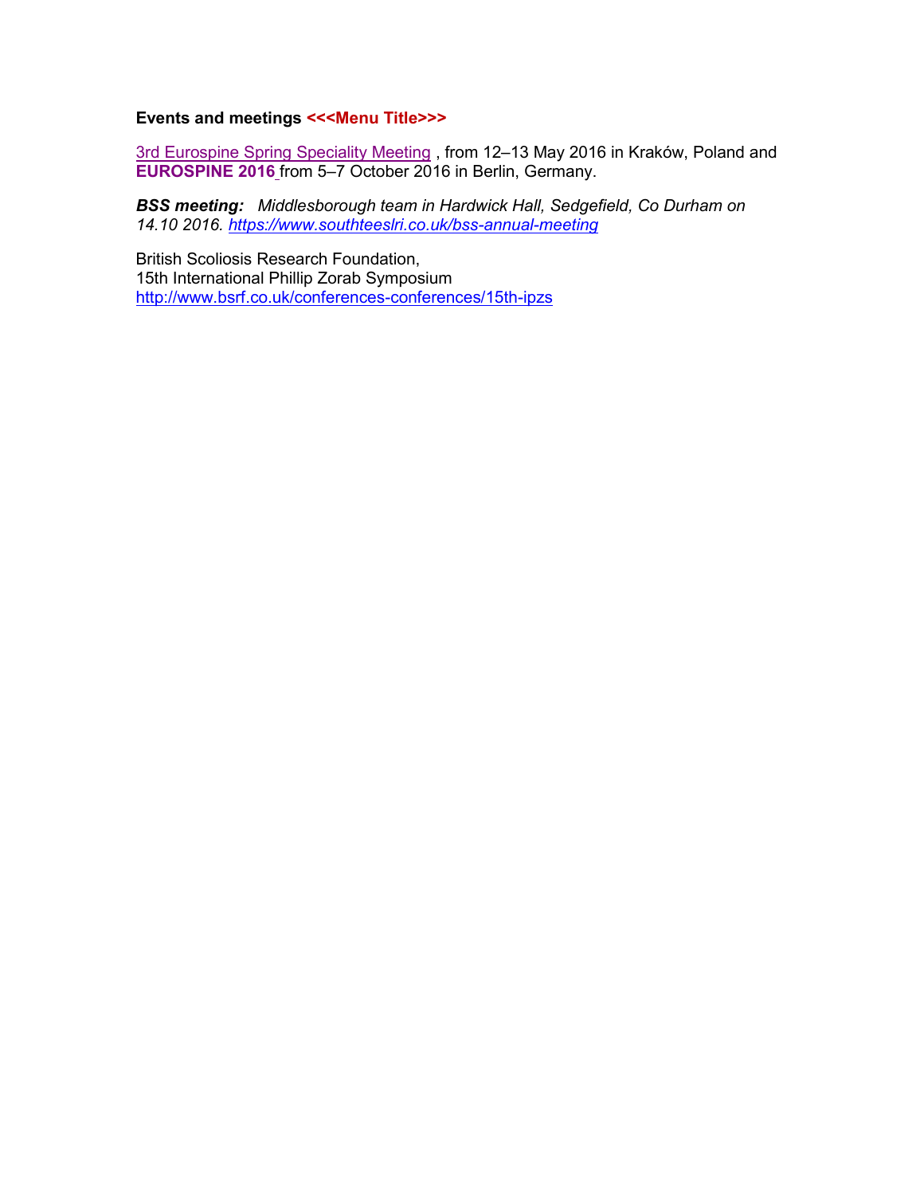**Events and meetings <<<Menu Title>>>**

3rd Eurospine Spring Speciality Meeting , from 12–13 May 2016 in Kraków, Poland and **EUROSPINE 2016** from 5–7 October 2016 in Berlin, Germany.

***BSS meeting:*** *Middlesborough team in Hardwick Hall, Sedgefield, Co Durham on 14.10 2016. https://www.southteeslri.co.uk/bss-annual-meeting*

British Scoliosis Research Foundation,
15th International Phillip Zorab Symposium
http://www.bsrf.co.uk/conferences-conferences/15th-ipzs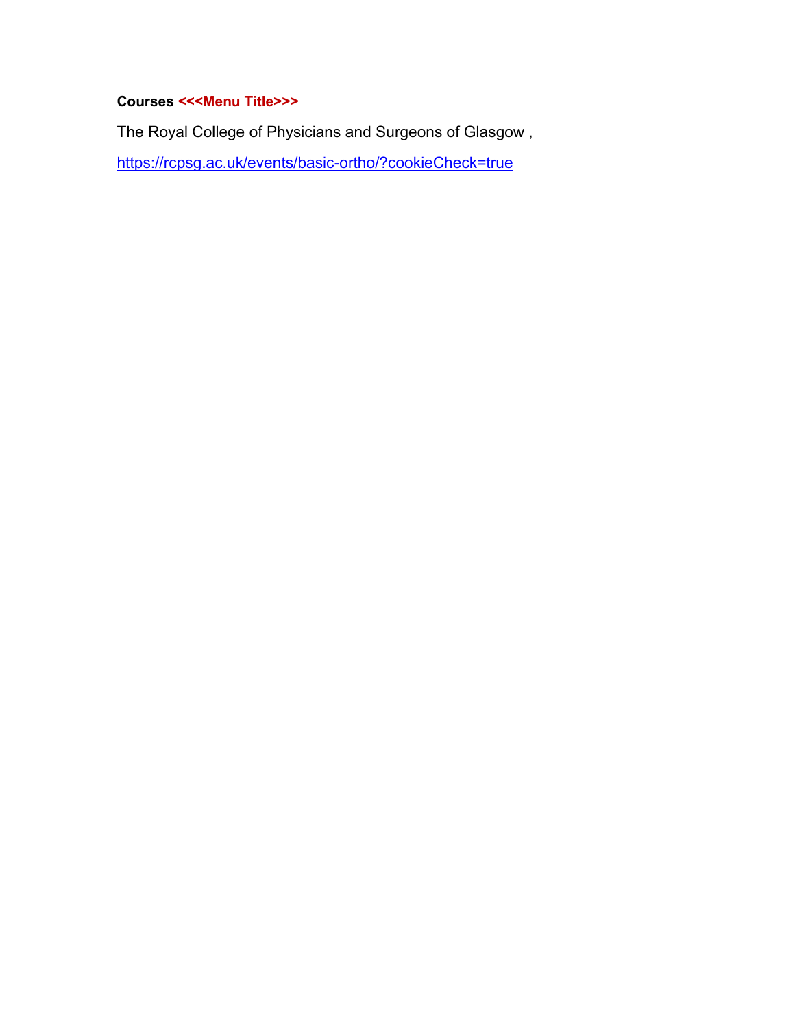**Courses <<<Menu Title>>>**

The Royal College of Physicians and Surgeons of Glasgow ,

https://rcpsg.ac.uk/events/basic-ortho/?cookieCheck=true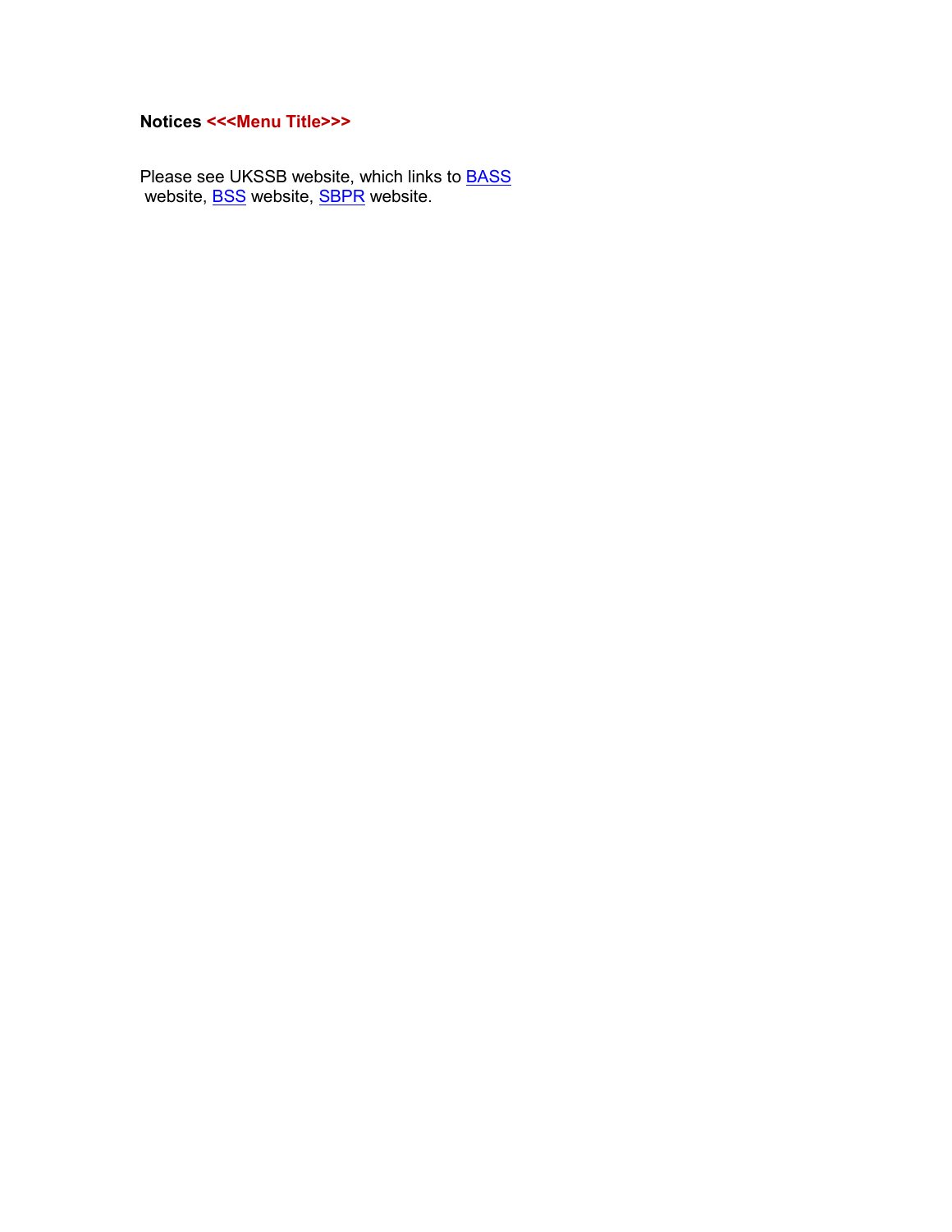**Notices <<<Menu Title>>>**

Please see UKSSB website, which links to BASS website, BSS website, SBPR website.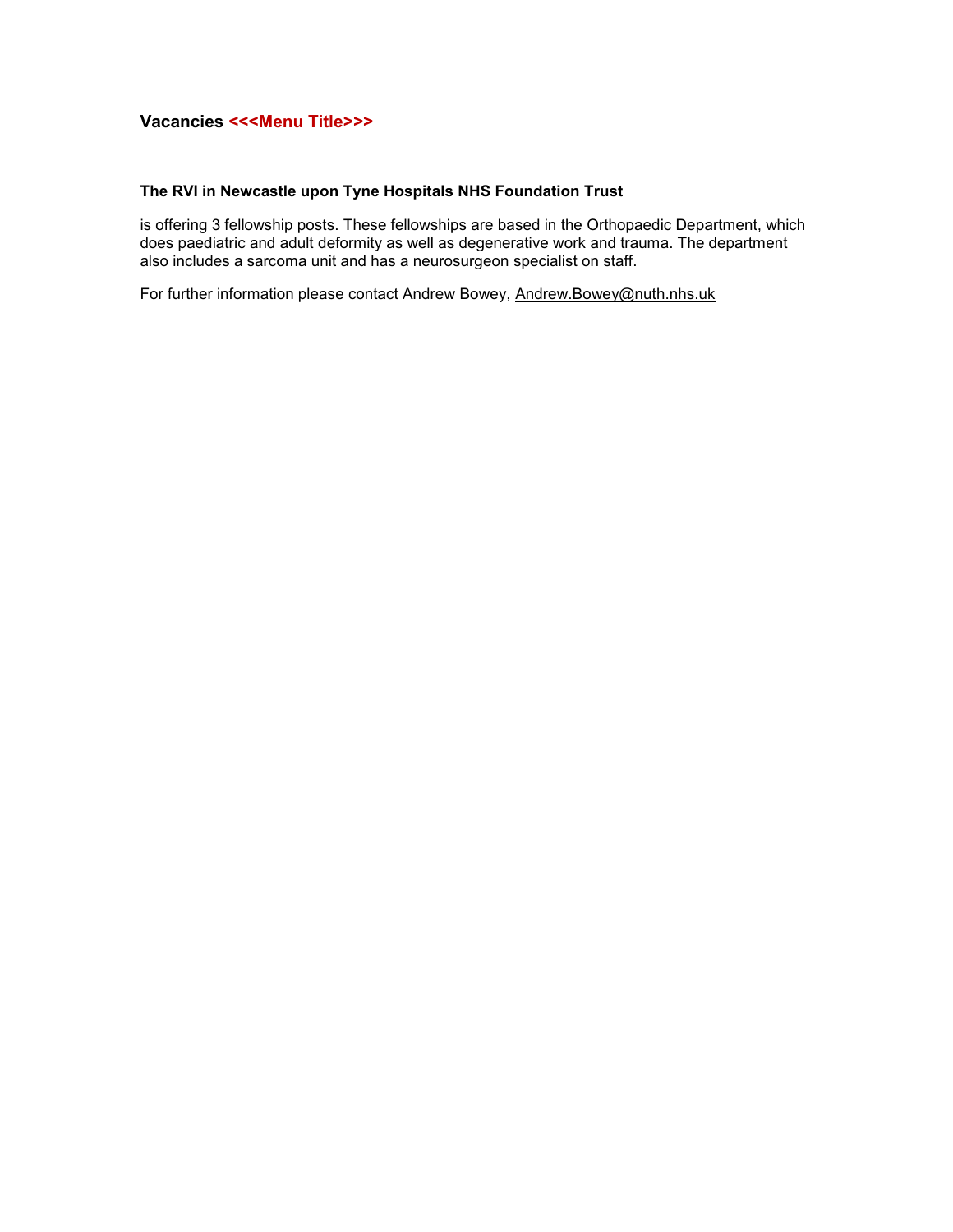## Vacancies <<<Menu Title>>>

**The RVI in Newcastle upon Tyne Hospitals NHS Foundation Trust**

is offering 3 fellowship posts. These fellowships are based in the Orthopaedic Department, which does paediatric and adult deformity as well as degenerative work and trauma. The department also includes a sarcoma unit and has a neurosurgeon specialist on staff.

For further information please contact Andrew Bowey, Andrew.Bowey@nuth.nhs.uk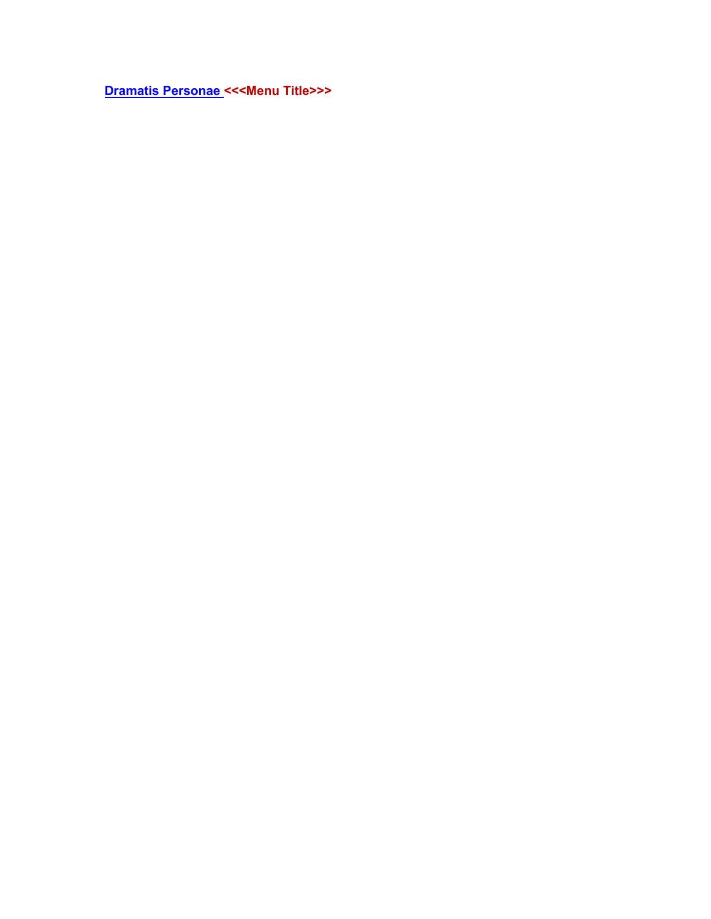**Dramatis Personae** **<<<Menu Title>>>**